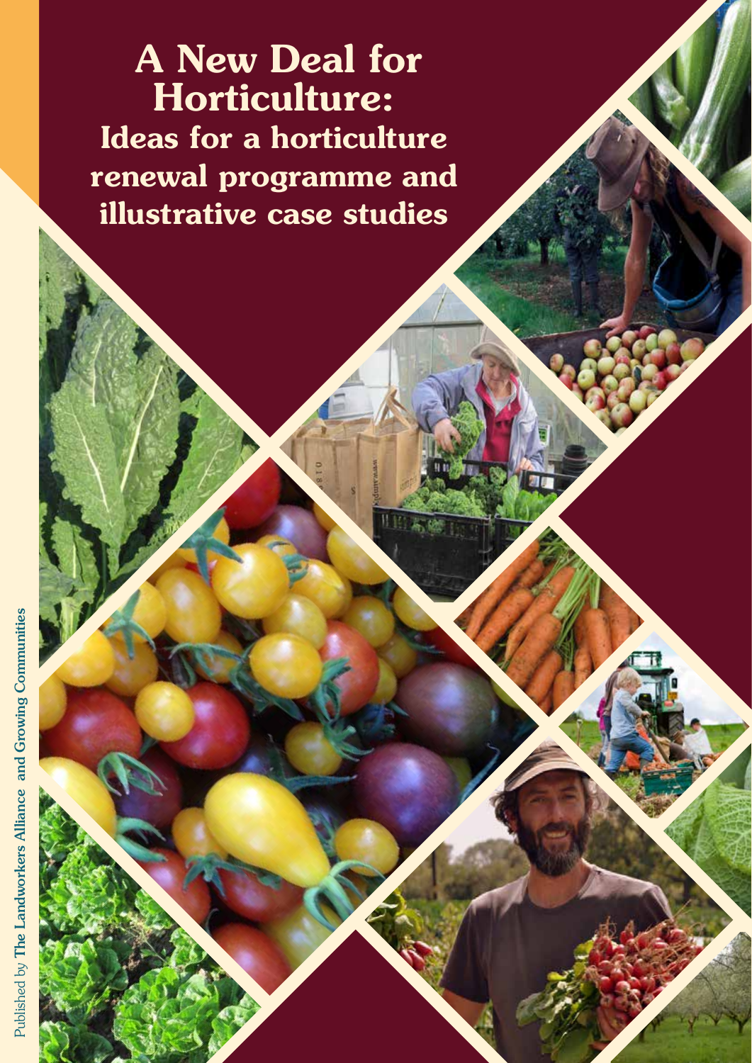# A New Deal for Horticulture:

## Ideas for a horticulture renewal programme and illustrative case studies

Published by **The Landworkers Alliance and Growing Communities**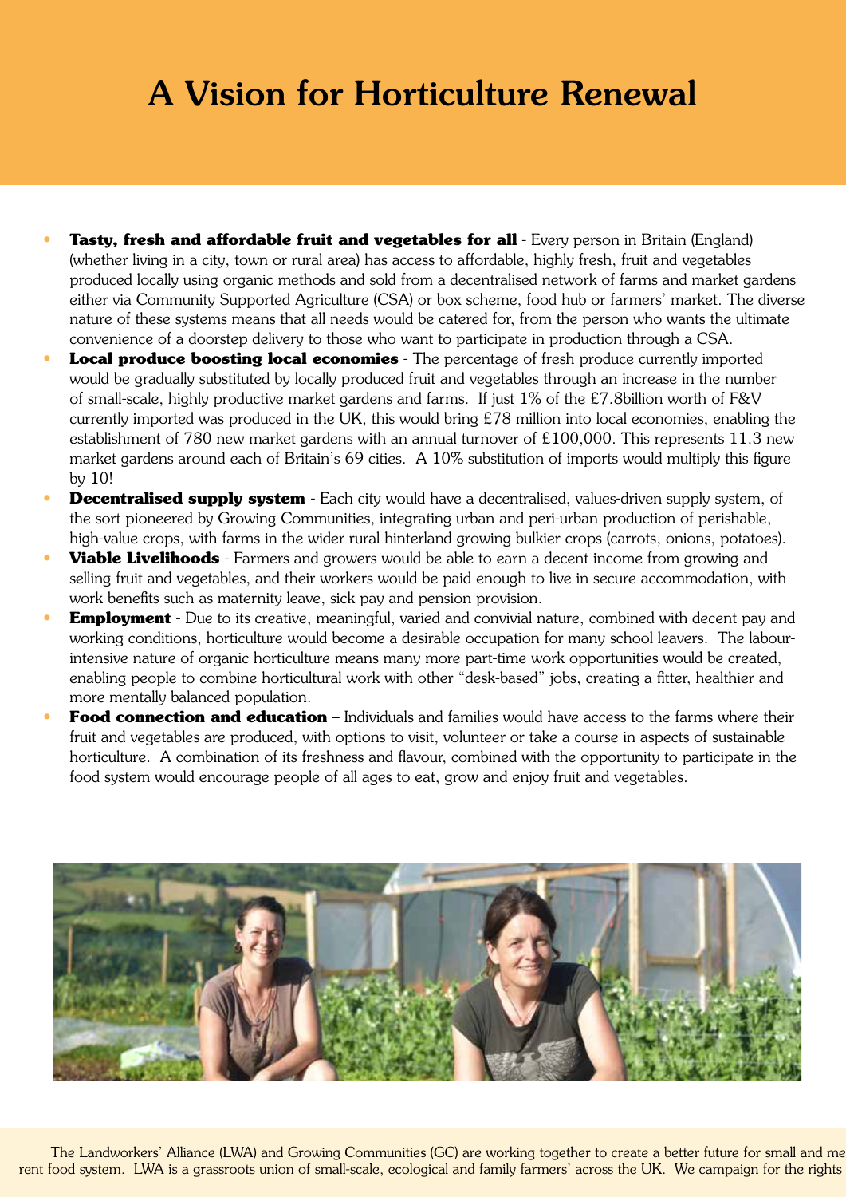# A Vision for Horticulture Renewal

- **Tasty, fresh and affordable fruit and vegetables for all** - Every person in Britain (England) (whether living in a city, town or rural area) has access to affordable, highly fresh, fruit and vegetables produced locally using organic methods and sold from a decentralised network of farms and market gardens either via Community Supported Agriculture (CSA) or box scheme, food hub or farmers' market. The diverse nature of these systems means that all needs would be catered for, from the person who wants the ultimate convenience of a doorstep delivery to those who want to participate in production through a CSA.
- **Local produce boosting local economies** - The percentage of fresh produce currently imported would be gradually substituted by locally produced fruit and vegetables through an increase in the number of small-scale, highly productive market gardens and farms. If just 1% of the £7.8billion worth of F&V currently imported was produced in the UK, this would bring £78 million into local economies, enabling the establishment of 780 new market gardens with an annual turnover of £100,000. This represents 11.3 new market gardens around each of Britain's 69 cities. A 10% substitution of imports would multiply this figure by 10!
- **Decentralised supply system** - Each city would have a decentralised, values-driven supply system, of the sort pioneered by Growing Communities, integrating urban and peri-urban production of perishable, high-value crops, with farms in the wider rural hinterland growing bulkier crops (carrots, onions, potatoes).
- **Viable Livelihoods** - Farmers and growers would be able to earn a decent income from growing and selling fruit and vegetables, and their workers would be paid enough to live in secure accommodation, with work benefits such as maternity leave, sick pay and pension provision.
- **Employment** - Due to its creative, meaningful, varied and convivial nature, combined with decent pay and working conditions, horticulture would become a desirable occupation for many school leavers. The labour-intensive nature of organic horticulture means many more part-time work opportunities would be created, enabling people to combine horticultural work with other "desk-based" jobs, creating a fitter, healthier and more mentally balanced population.
- **Food connection and education** – Individuals and families would have access to the farms where their fruit and vegetables are produced, with options to visit, volunteer or take a course in aspects of sustainable horticulture. A combination of its freshness and flavour, combined with the opportunity to participate in the food system would encourage people of all ages to eat, grow and enjoy fruit and vegetables.

The Landworkers' Alliance (LWA) and Growing Communities (GC) are working together to create a better future for small and me
rent food system. LWA is a grassroots union of small-scale, ecological and family farmers' across the UK. We campaign for the rights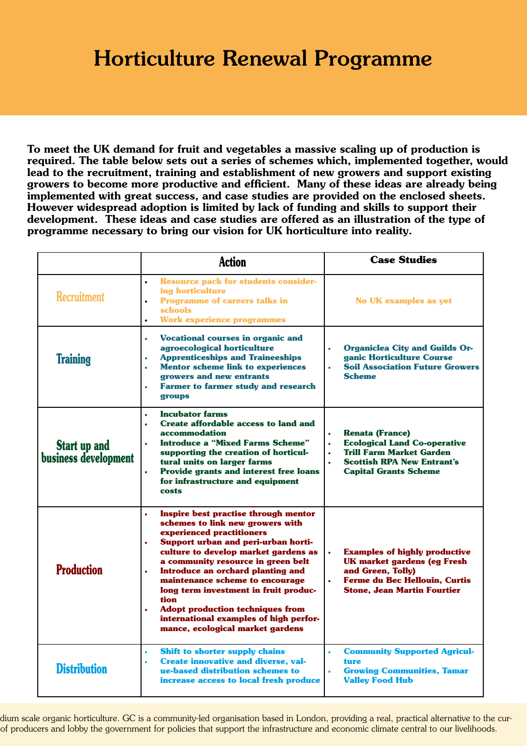# Horticulture Renewal Programme

**To meet the UK demand for fruit and vegetables a massive scaling up of production is required. The table below sets out a series of schemes which, implemented together, would lead to the recruitment, training and establishment of new growers and support existing growers to become more productive and efficient. Many of these ideas are already being implemented with great success, and case studies are provided on the enclosed sheets. However widespread adoption is limited by lack of funding and skills to support their development. These ideas and case studies are offered as an illustration of the type of programme necessary to bring our vision for UK horticulture into reality.**

| | Action | Case Studies |
|---|---|---|
| Recruitment | • Resource pack for students considering horticulture<br>• Programme of careers talks in schools<br>• Work experience programmes | No UK examples as yet |
| Training | • Vocational courses in organic and agroecological horticulture<br>• Apprenticeships and Traineeships<br>• Mentor scheme link to experiences growers and new entrants<br>• Farmer to farmer study and research groups | • Organiclea City and Guilds Organic Horticulture Course<br>• Soil Association Future Growers Scheme |
| Start up and business development | • Incubator farms<br>• Create affordable access to land and accommodation<br>• Introduce a "Mixed Farms Scheme" supporting the creation of horticultural units on larger farms<br>• Provide grants and interest free loans for infrastructure and equipment costs | • Renata (France)<br>• Ecological Land Co-operative<br>• Trill Farm Market Garden<br>• Scottish RPA New Entrant's Capital Grants Scheme |
| Production | • Inspire best practise through mentor schemes to link new growers with experienced practitioners<br>• Support urban and peri-urban horticulture to develop market gardens as a community resource in green belt<br>• Introduce an orchard planting and maintenance scheme to encourage long term investment in fruit production<br>• Adopt production techniques from international examples of high performance, ecological market gardens | • Examples of highly productive UK market gardens (eg Fresh and Green, Tolly)<br>• Ferme du Bec Hellouin, Curtis Stone, Jean Martin Fourtier |
| Distribution | • Shift to shorter supply chains<br>• Create innovative and diverse, value-based distribution schemes to increase access to local fresh produce | • Community Supported Agriculture<br>• Growing Communities, Tamar Valley Food Hub |

dium scale organic horticulture. GC is a community-led organisation based in London, providing a real, practical alternative to the cur- of producers and lobby the government for policies that support the infrastructure and economic climate central to our livelihoods.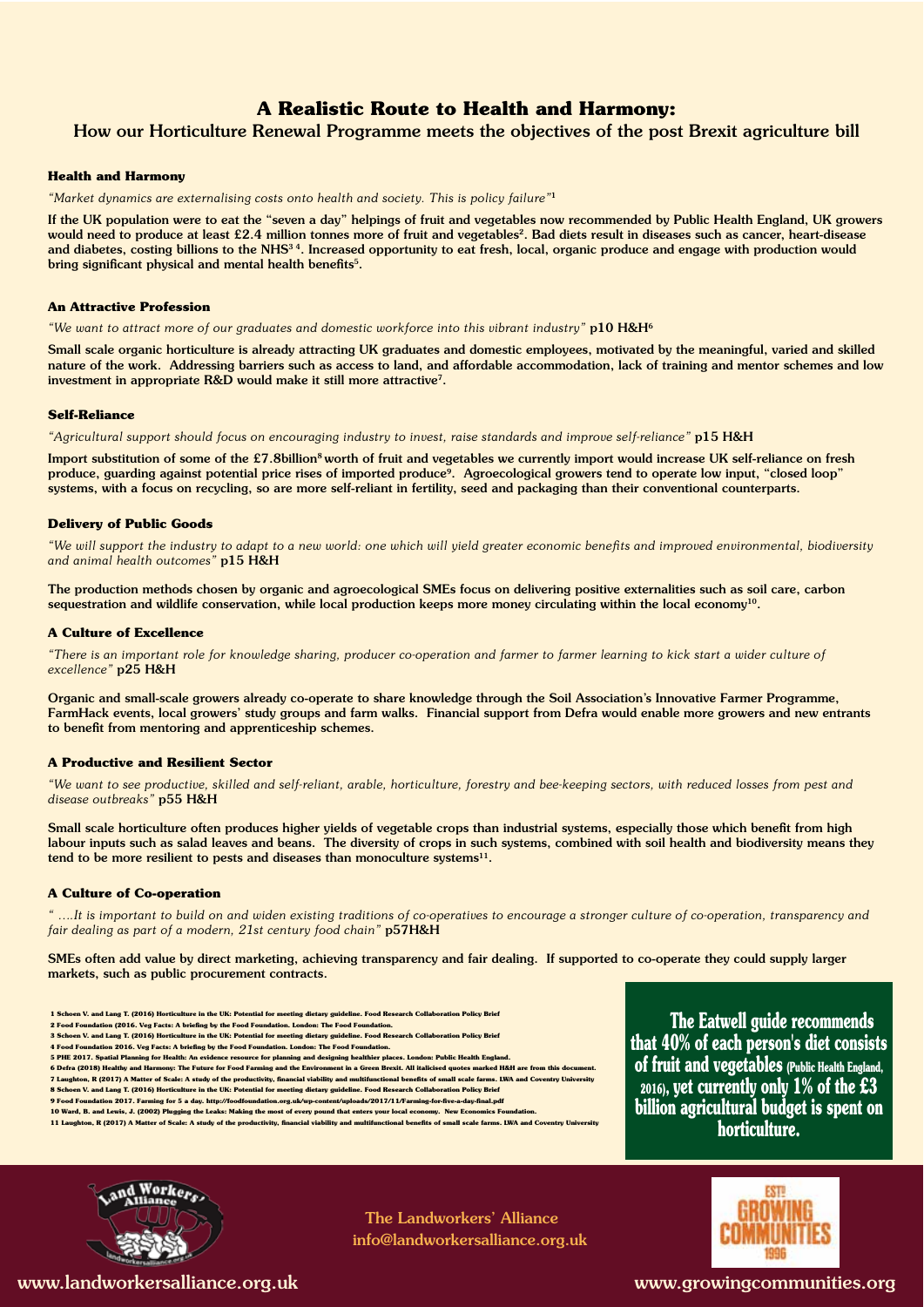# A Realistic Route to Health and Harmony:

## How our Horticulture Renewal Programme meets the objectives of the post Brexit agriculture bill

### Health and Harmony

*"Market dynamics are externalising costs onto health and society. This is policy failure"*[1]

**If the UK population were to eat the "seven a day" helpings of fruit and vegetables now recommended by Public Health England, UK growers would need to produce at least £2.4 million tonnes more of fruit and vegetables[2]. Bad diets result in diseases such as cancer, heart-disease and diabetes, costing billions to the NHS[3 4]. Increased opportunity to eat fresh, local, organic produce and engage with production would bring significant physical and mental health benefits[5].**

### An Attractive Profession

*"We want to attract more of our graduates and domestic workforce into this vibrant industry"* **p10 H&H**[6]

**Small scale organic horticulture is already attracting UK graduates and domestic employees, motivated by the meaningful, varied and skilled nature of the work. Addressing barriers such as access to land, and affordable accommodation, lack of training and mentor schemes and low investment in appropriate R&D would make it still more attractive[7].**

### Self-Reliance

*"Agricultural support should focus on encouraging industry to invest, raise standards and improve self-reliance"* **p15 H&H**

**Import substitution of some of the £7.8billion[8] worth of fruit and vegetables we currently import would increase UK self-reliance on fresh produce, guarding against potential price rises of imported produce[9]. Agroecological growers tend to operate low input, "closed loop" systems, with a focus on recycling, so are more self-reliant in fertility, seed and packaging than their conventional counterparts.**

### Delivery of Public Goods

*"We will support the industry to adapt to a new world: one which will yield greater economic benefits and improved environmental, biodiversity and animal health outcomes"* **p15 H&H**

**The production methods chosen by organic and agroecological SMEs focus on delivering positive externalities such as soil care, carbon sequestration and wildlife conservation, while local production keeps more money circulating within the local economy[10].**

### A Culture of Excellence

*"There is an important role for knowledge sharing, producer co-operation and farmer to farmer learning to kick start a wider culture of excellence"* **p25 H&H**

**Organic and small-scale growers already co-operate to share knowledge through the Soil Association's Innovative Farmer Programme, FarmHack events, local growers' study groups and farm walks. Financial support from Defra would enable more growers and new entrants to benefit from mentoring and apprenticeship schemes.**

### A Productive and Resilient Sector

*"We want to see productive, skilled and self-reliant, arable, horticulture, forestry and bee-keeping sectors, with reduced losses from pest and disease outbreaks"* **p55 H&H**

**Small scale horticulture often produces higher yields of vegetable crops than industrial systems, especially those which benefit from high labour inputs such as salad leaves and beans. The diversity of crops in such systems, combined with soil health and biodiversity means they tend to be more resilient to pests and diseases than monoculture systems[11].**

### A Culture of Co-operation

*" ….It is important to build on and widen existing traditions of co-operatives to encourage a stronger culture of co-operation, transparency and fair dealing as part of a modern, 21st century food chain"* **p57H&H**

**SMEs often add value by direct marketing, achieving transparency and fair dealing. If supported to co-operate they could supply larger markets, such as public procurement contracts.**

1 Schoen V. and Lang T. (2016) Horticulture in the UK: Potential for meeting dietary guideline. Food Research Collaboration Policy Brief
2 Food Foundation (2016. Veg Facts: A briefing by the Food Foundation. London: The Food Foundation.
3 Schoen V. and Lang T. (2016) Horticulture in the UK: Potential for meeting dietary guideline. Food Research Collaboration Policy Brief
4 Food Foundation 2016. Veg Facts: A briefing by the Food Foundation. London: The Food Foundation.
5 PHE 2017. Spatial Planning for Health: An evidence resource for planning and designing healthier places. London: Public Health England.
6 Defra (2018) Healthy and Harmony: The Future for Food Farming and the Environment in a Green Brexit. All italicised quotes marked H&H are from this document.
7 Laughton, R (2017) A Matter of Scale: A study of the productivity, financial viability and multifunctional benefits of small scale farms. LWA and Coventry University
8 Schoen V. and Lang T. (2016) Horticulture in the UK: Potential for meeting dietary guideline. Food Research Collaboration Policy Brief
9 Food Foundation 2017. Farming for 5 a day. http://foodfoundation.org.uk/wp-content/uploads/2017/11/Farming-for-five-a-day-final.pdf
10 Ward, B. and Lewis, J. (2002) Plugging the Leaks: Making the most of every pound that enters your local economy. New Economics Foundation.
11 Laughton, R (2017) A Matter of Scale: A study of the productivity, financial viability and multifunctional benefits of small scale farms. LWA and Coventry University

**The Eatwell guide recommends that 40% of each person's diet consists of fruit and vegetables (Public Health England, 2016), yet currently only 1% of the £3 billion agricultural budget is spent on horticulture.**

The Landworkers' Alliance
info@landworkersalliance.org.uk

www.landworkersalliance.org.uk

www.growingcommunities.org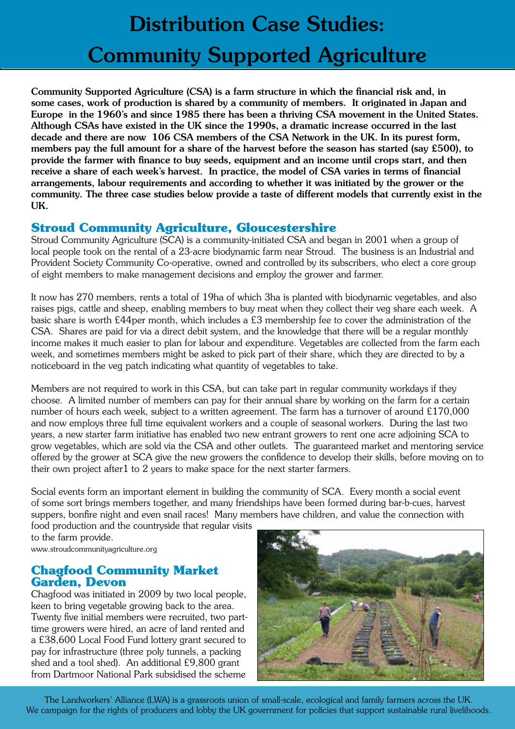# Distribution Case Studies: Community Supported Agriculture

**Community Supported Agriculture (CSA) is a farm structure in which the financial risk and, in some cases, work of production is shared by a community of members. It originated in Japan and Europe in the 1960's and since 1985 there has been a thriving CSA movement in the United States. Although CSAs have existed in the UK since the 1990s, a dramatic increase occurred in the last decade and there are now 106 CSA members of the CSA Network in the UK. In its purest form, members pay the full amount for a share of the harvest before the season has started (say £500), to provide the farmer with finance to buy seeds, equipment and an income until crops start, and then receive a share of each week's harvest. In practice, the model of CSA varies in terms of financial arrangements, labour requirements and according to whether it was initiated by the grower or the community. The three case studies below provide a taste of different models that currently exist in the UK.**

## Stroud Community Agriculture, Gloucestershire

Stroud Community Agriculture (SCA) is a community-initiated CSA and began in 2001 when a group of local people took on the rental of a 23-acre biodynamic farm near Stroud. The business is an Industrial and Provident Society Community Co-operative, owned and controlled by its subscribers, who elect a core group of eight members to make management decisions and employ the grower and farmer.

It now has 270 members, rents a total of 19ha of which 3ha is planted with biodynamic vegetables, and also raises pigs, cattle and sheep, enabling members to buy meat when they collect their veg share each week. A basic share is worth £44per month, which includes a £3 membership fee to cover the administration of the CSA. Shares are paid for via a direct debit system, and the knowledge that there will be a regular monthly income makes it much easier to plan for labour and expenditure. Vegetables are collected from the farm each week, and sometimes members might be asked to pick part of their share, which they are directed to by a noticeboard in the veg patch indicating what quantity of vegetables to take.

Members are not required to work in this CSA, but can take part in regular community workdays if they choose. A limited number of members can pay for their annual share by working on the farm for a certain number of hours each week, subject to a written agreement. The farm has a turnover of around £170,000 and now employs three full time equivalent workers and a couple of seasonal workers. During the last two years, a new starter farm initiative has enabled two new entrant growers to rent one acre adjoining SCA to grow vegetables, which are sold via the CSA and other outlets. The guaranteed market and mentoring service offered by the grower at SCA give the new growers the confidence to develop their skills, before moving on to their own project after1 to 2 years to make space for the next starter farmers.

Social events form an important element in building the community of SCA. Every month a social event of some sort brings members together, and many friendships have been formed during bar-b-cues, harvest suppers, bonfire night and even snail races! Many members have children, and value the connection with food production and the countryside that regular visits to the farm provide.

www.stroudcommunityagriculture.org

## Chagfood Community Market Garden, Devon

Chagfood was initiated in 2009 by two local people, keen to bring vegetable growing back to the area. Twenty five initial members were recruited, two part-time growers were hired, an acre of land rented and a £38,600 Local Food Fund lottery grant secured to pay for infrastructure (three poly tunnels, a packing shed and a tool shed). An additional £9,800 grant from Dartmoor National Park subsidised the scheme

The Landworkers' Alliance (LWA) is a grassroots union of small-scale, ecological and family farmers across the UK. We campaign for the rights of producers and lobby the UK government for policies that support sustainable rural livelihoods.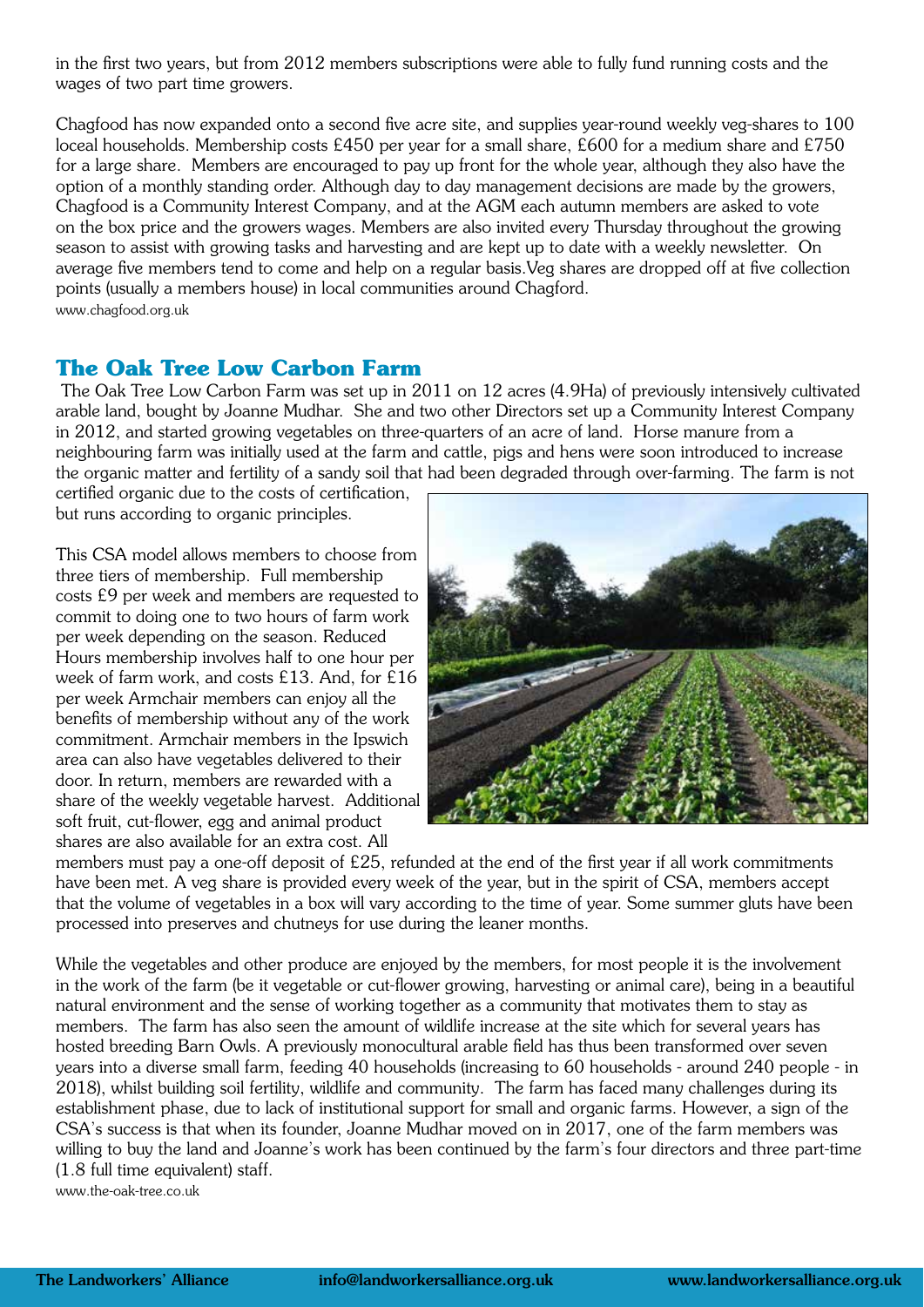in the first two years, but from 2012 members subscriptions were able to fully fund running costs and the wages of two part time growers.

Chagfood has now expanded onto a second five acre site, and supplies year-round weekly veg-shares to 100 loceal households. Membership costs £450 per year for a small share, £600 for a medium share and £750 for a large share. Members are encouraged to pay up front for the whole year, although they also have the option of a monthly standing order. Although day to day management decisions are made by the growers, Chagfood is a Community Interest Company, and at the AGM each autumn members are asked to vote on the box price and the growers wages. Members are also invited every Thursday throughout the growing season to assist with growing tasks and harvesting and are kept up to date with a weekly newsletter. On average five members tend to come and help on a regular basis.Veg shares are dropped off at five collection points (usually a members house) in local communities around Chagford.

www.chagfood.org.uk

## The Oak Tree Low Carbon Farm

The Oak Tree Low Carbon Farm was set up in 2011 on 12 acres (4.9Ha) of previously intensively cultivated arable land, bought by Joanne Mudhar. She and two other Directors set up a Community Interest Company in 2012, and started growing vegetables on three-quarters of an acre of land. Horse manure from a neighbouring farm was initially used at the farm and cattle, pigs and hens were soon introduced to increase the organic matter and fertility of a sandy soil that had been degraded through over-farming. The farm is not certified organic due to the costs of certification, but runs according to organic principles.

This CSA model allows members to choose from three tiers of membership. Full membership costs £9 per week and members are requested to commit to doing one to two hours of farm work per week depending on the season. Reduced Hours membership involves half to one hour per week of farm work, and costs £13. And, for £16 per week Armchair members can enjoy all the benefits of membership without any of the work commitment. Armchair members in the Ipswich area can also have vegetables delivered to their door. In return, members are rewarded with a share of the weekly vegetable harvest. Additional soft fruit, cut-flower, egg and animal product shares are also available for an extra cost. All members must pay a one-off deposit of £25, refunded at the end of the first year if all work commitments have been met. A veg share is provided every week of the year, but in the spirit of CSA, members accept that the volume of vegetables in a box will vary according to the time of year. Some summer gluts have been processed into preserves and chutneys for use during the leaner months.

While the vegetables and other produce are enjoyed by the members, for most people it is the involvement in the work of the farm (be it vegetable or cut-flower growing, harvesting or animal care), being in a beautiful natural environment and the sense of working together as a community that motivates them to stay as members. The farm has also seen the amount of wildlife increase at the site which for several years has hosted breeding Barn Owls. A previously monocultural arable field has thus been transformed over seven years into a diverse small farm, feeding 40 households (increasing to 60 households - around 240 people - in 2018), whilst building soil fertility, wildlife and community. The farm has faced many challenges during its establishment phase, due to lack of institutional support for small and organic farms. However, a sign of the CSA's success is that when its founder, Joanne Mudhar moved on in 2017, one of the farm members was willing to buy the land and Joanne's work has been continued by the farm's four directors and three part-time (1.8 full time equivalent) staff.

www.the-oak-tree.co.uk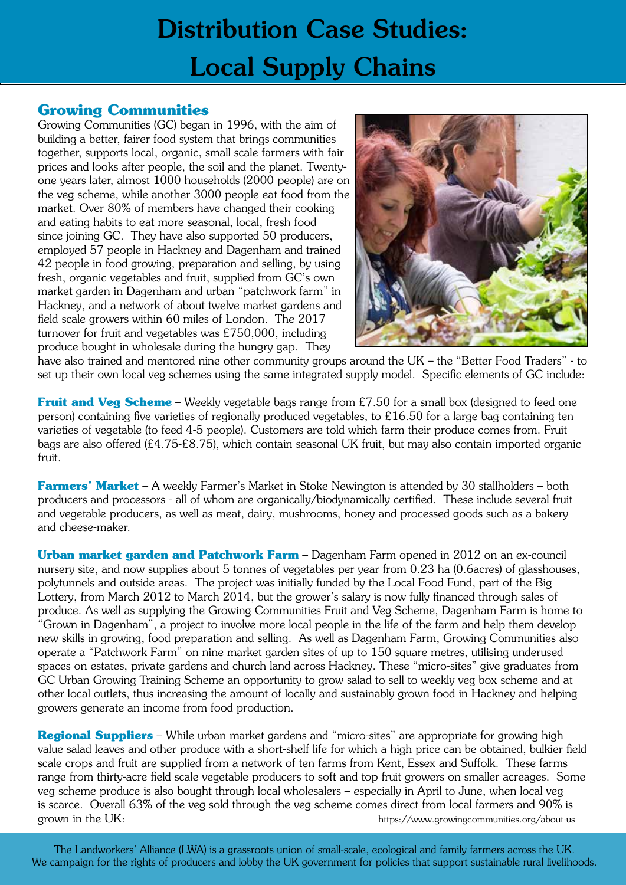# Distribution Case Studies: Local Supply Chains

## Growing Communities

Growing Communities (GC) began in 1996, with the aim of building a better, fairer food system that brings communities together, supports local, organic, small scale farmers with fair prices and looks after people, the soil and the planet. Twenty-one years later, almost 1000 households (2000 people) are on the veg scheme, while another 3000 people eat food from the market. Over 80% of members have changed their cooking and eating habits to eat more seasonal, local, fresh food since joining GC. They have also supported 50 producers, employed 57 people in Hackney and Dagenham and trained 42 people in food growing, preparation and selling, by using fresh, organic vegetables and fruit, supplied from GC's own market garden in Dagenham and urban "patchwork farm" in Hackney, and a network of about twelve market gardens and field scale growers within 60 miles of London. The 2017 turnover for fruit and vegetables was £750,000, including produce bought in wholesale during the hungry gap. They have also trained and mentored nine other community groups around the UK – the "Better Food Traders" - to set up their own local veg schemes using the same integrated supply model. Specific elements of GC include:

**Fruit and Veg Scheme** – Weekly vegetable bags range from £7.50 for a small box (designed to feed one person) containing five varieties of regionally produced vegetables, to £16.50 for a large bag containing ten varieties of vegetable (to feed 4-5 people). Customers are told which farm their produce comes from. Fruit bags are also offered (£4.75-£8.75), which contain seasonal UK fruit, but may also contain imported organic fruit.

**Farmers' Market** – A weekly Farmer's Market in Stoke Newington is attended by 30 stallholders – both producers and processors - all of whom are organically/biodynamically certified. These include several fruit and vegetable producers, as well as meat, dairy, mushrooms, honey and processed goods such as a bakery and cheese-maker.

**Urban market garden and Patchwork Farm** – Dagenham Farm opened in 2012 on an ex-council nursery site, and now supplies about 5 tonnes of vegetables per year from 0.23 ha (0.6acres) of glasshouses, polytunnels and outside areas. The project was initially funded by the Local Food Fund, part of the Big Lottery, from March 2012 to March 2014, but the grower's salary is now fully financed through sales of produce. As well as supplying the Growing Communities Fruit and Veg Scheme, Dagenham Farm is home to "Grown in Dagenham", a project to involve more local people in the life of the farm and help them develop new skills in growing, food preparation and selling. As well as Dagenham Farm, Growing Communities also operate a "Patchwork Farm" on nine market garden sites of up to 150 square metres, utilising underused spaces on estates, private gardens and church land across Hackney. These "micro-sites" give graduates from GC Urban Growing Training Scheme an opportunity to grow salad to sell to weekly veg box scheme and at other local outlets, thus increasing the amount of locally and sustainably grown food in Hackney and helping growers generate an income from food production.

**Regional Suppliers** – While urban market gardens and "micro-sites" are appropriate for growing high value salad leaves and other produce with a short-shelf life for which a high price can be obtained, bulkier field scale crops and fruit are supplied from a network of ten farms from Kent, Essex and Suffolk. These farms range from thirty-acre field scale vegetable producers to soft and top fruit growers on smaller acreages. Some veg scheme produce is also bought through local wholesalers – especially in April to June, when local veg is scarce. Overall 63% of the veg sold through the veg scheme comes direct from local farmers and 90% is grown in the UK: https://www.growingcommunities.org/about-us

The Landworkers' Alliance (LWA) is a grassroots union of small-scale, ecological and family farmers across the UK. We campaign for the rights of producers and lobby the UK government for policies that support sustainable rural livelihoods.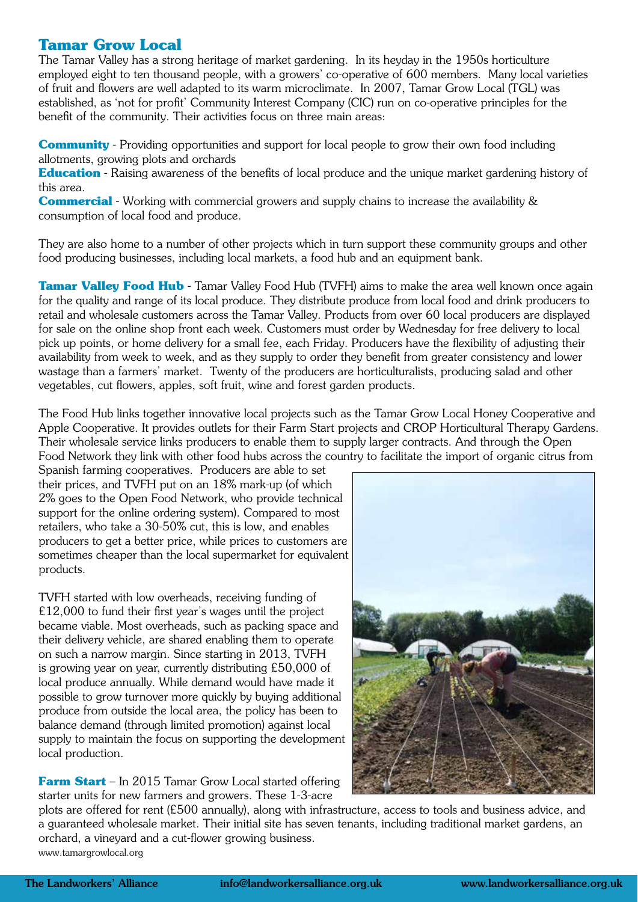## Tamar Grow Local

The Tamar Valley has a strong heritage of market gardening. In its heyday in the 1950s horticulture employed eight to ten thousand people, with a growers' co-operative of 600 members. Many local varieties of fruit and flowers are well adapted to its warm microclimate. In 2007, Tamar Grow Local (TGL) was established, as 'not for profit' Community Interest Company (CIC) run on co-operative principles for the benefit of the community. Their activities focus on three main areas:

**Community** - Providing opportunities and support for local people to grow their own food including allotments, growing plots and orchards
**Education** - Raising awareness of the benefits of local produce and the unique market gardening history of this area.
**Commercial** - Working with commercial growers and supply chains to increase the availability & consumption of local food and produce.

They are also home to a number of other projects which in turn support these community groups and other food producing businesses, including local markets, a food hub and an equipment bank.

**Tamar Valley Food Hub** - Tamar Valley Food Hub (TVFH) aims to make the area well known once again for the quality and range of its local produce. They distribute produce from local food and drink producers to retail and wholesale customers across the Tamar Valley. Products from over 60 local producers are displayed for sale on the online shop front each week. Customers must order by Wednesday for free delivery to local pick up points, or home delivery for a small fee, each Friday. Producers have the flexibility of adjusting their availability from week to week, and as they supply to order they benefit from greater consistency and lower wastage than a farmers' market. Twenty of the producers are horticulturalists, producing salad and other vegetables, cut flowers, apples, soft fruit, wine and forest garden products.

The Food Hub links together innovative local projects such as the Tamar Grow Local Honey Cooperative and Apple Cooperative. It provides outlets for their Farm Start projects and CROP Horticultural Therapy Gardens. Their wholesale service links producers to enable them to supply larger contracts. And through the Open Food Network they link with other food hubs across the country to facilitate the import of organic citrus from Spanish farming cooperatives. Producers are able to set their prices, and TVFH put on an 18% mark-up (of which 2% goes to the Open Food Network, who provide technical support for the online ordering system). Compared to most retailers, who take a 30-50% cut, this is low, and enables producers to get a better price, while prices to customers are sometimes cheaper than the local supermarket for equivalent products.

TVFH started with low overheads, receiving funding of £12,000 to fund their first year's wages until the project became viable. Most overheads, such as packing space and their delivery vehicle, are shared enabling them to operate on such a narrow margin. Since starting in 2013, TVFH is growing year on year, currently distributing £50,000 of local produce annually. While demand would have made it possible to grow turnover more quickly by buying additional produce from outside the local area, the policy has been to balance demand (through limited promotion) against local supply to maintain the focus on supporting the development local production.

**Farm Start** – In 2015 Tamar Grow Local started offering starter units for new farmers and growers. These 1-3-acre plots are offered for rent (£500 annually), along with infrastructure, access to tools and business advice, and a guaranteed wholesale market. Their initial site has seven tenants, including traditional market gardens, an orchard, a vineyard and a cut-flower growing business.

www.tamargrowlocal.org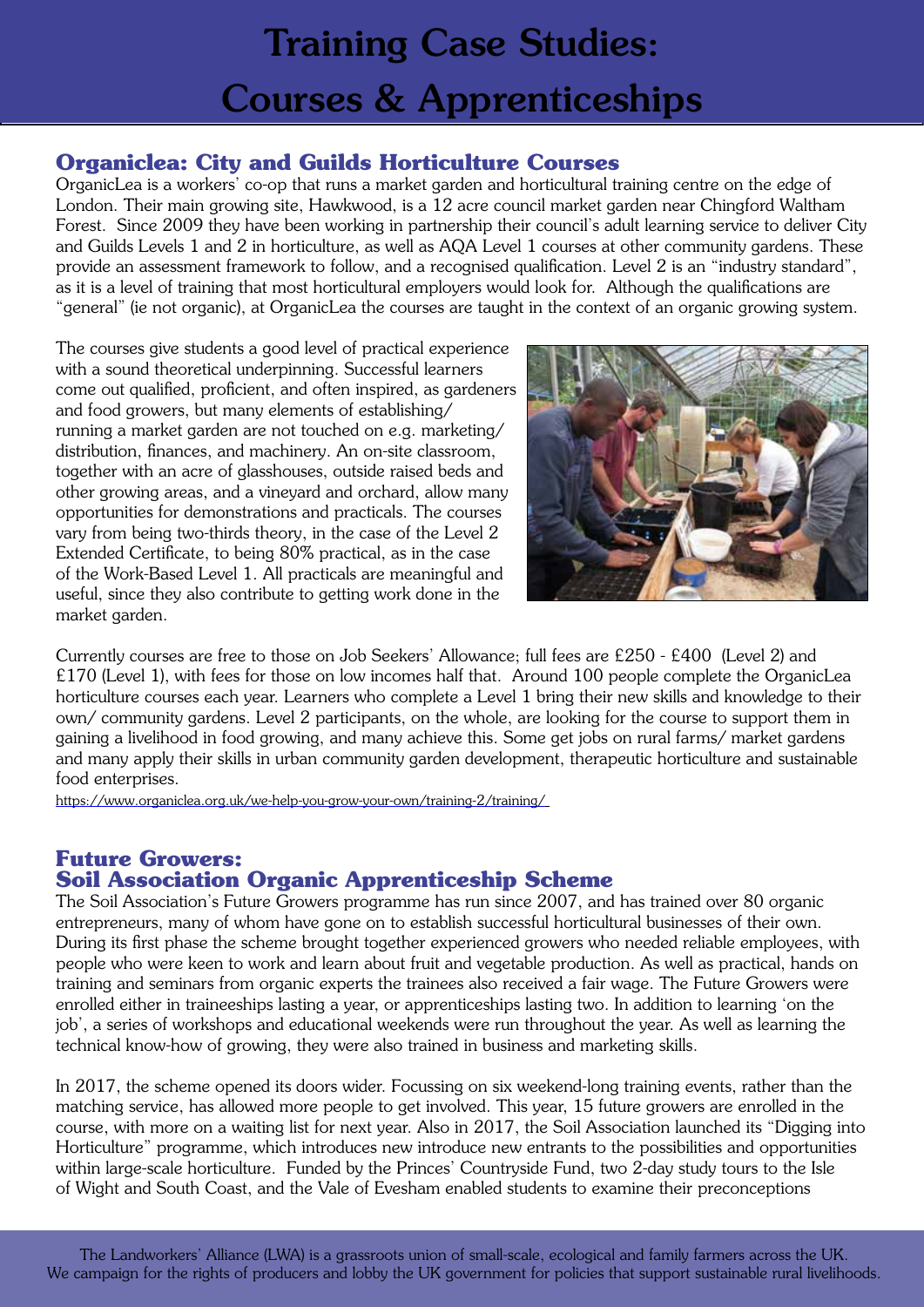# Training Case Studies: Courses & Apprenticeships

## Organiclea: City and Guilds Horticulture Courses

OrganicLea is a workers' co-op that runs a market garden and horticultural training centre on the edge of London. Their main growing site, Hawkwood, is a 12 acre council market garden near Chingford Waltham Forest. Since 2009 they have been working in partnership their council's adult learning service to deliver City and Guilds Levels 1 and 2 in horticulture, as well as AQA Level 1 courses at other community gardens. These provide an assessment framework to follow, and a recognised qualification. Level 2 is an "industry standard", as it is a level of training that most horticultural employers would look for. Although the qualifications are "general" (ie not organic), at OrganicLea the courses are taught in the context of an organic growing system.

The courses give students a good level of practical experience with a sound theoretical underpinning. Successful learners come out qualified, proficient, and often inspired, as gardeners and food growers, but many elements of establishing/ running a market garden are not touched on e.g. marketing/ distribution, finances, and machinery. An on-site classroom, together with an acre of glasshouses, outside raised beds and other growing areas, and a vineyard and orchard, allow many opportunities for demonstrations and practicals. The courses vary from being two-thirds theory, in the case of the Level 2 Extended Certificate, to being 80% practical, as in the case of the Work-Based Level 1. All practicals are meaningful and useful, since they also contribute to getting work done in the market garden.

Currently courses are free to those on Job Seekers' Allowance; full fees are £250 - £400 (Level 2) and £170 (Level 1), with fees for those on low incomes half that. Around 100 people complete the OrganicLea horticulture courses each year. Learners who complete a Level 1 bring their new skills and knowledge to their own/ community gardens. Level 2 participants, on the whole, are looking for the course to support them in gaining a livelihood in food growing, and many achieve this. Some get jobs on rural farms/ market gardens and many apply their skills in urban community garden development, therapeutic horticulture and sustainable food enterprises.

https://www.organiclea.org.uk/we-help-you-grow-your-own/training-2/training/

## Future Growers: Soil Association Organic Apprenticeship Scheme

The Soil Association's Future Growers programme has run since 2007, and has trained over 80 organic entrepreneurs, many of whom have gone on to establish successful horticultural businesses of their own. During its first phase the scheme brought together experienced growers who needed reliable employees, with people who were keen to work and learn about fruit and vegetable production. As well as practical, hands on training and seminars from organic experts the trainees also received a fair wage. The Future Growers were enrolled either in traineeships lasting a year, or apprenticeships lasting two. In addition to learning 'on the job', a series of workshops and educational weekends were run throughout the year. As well as learning the technical know-how of growing, they were also trained in business and marketing skills.

In 2017, the scheme opened its doors wider. Focussing on six weekend-long training events, rather than the matching service, has allowed more people to get involved. This year, 15 future growers are enrolled in the course, with more on a waiting list for next year. Also in 2017, the Soil Association launched its "Digging into Horticulture" programme, which introduces new introduce new entrants to the possibilities and opportunities within large-scale horticulture. Funded by the Princes' Countryside Fund, two 2-day study tours to the Isle of Wight and South Coast, and the Vale of Evesham enabled students to examine their preconceptions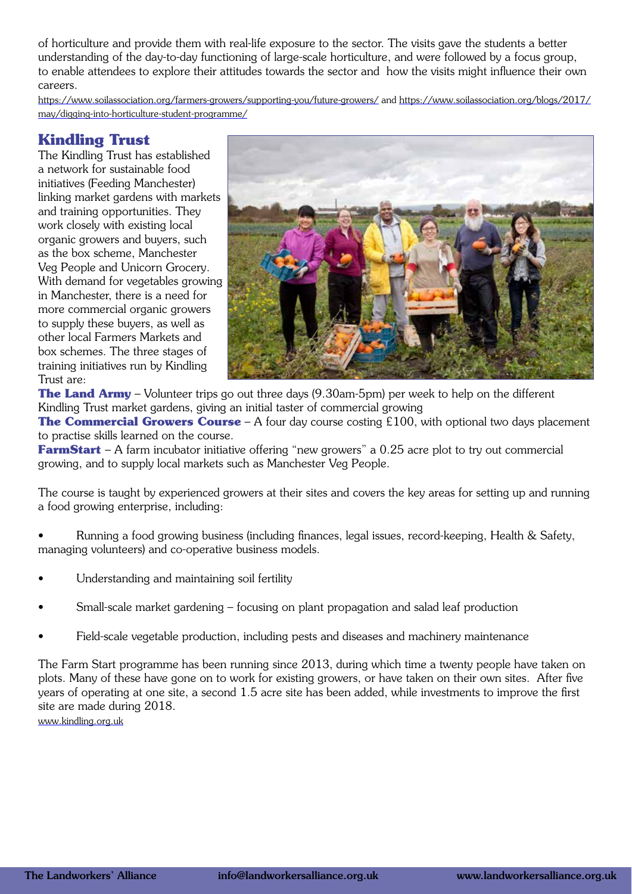of horticulture and provide them with real-life exposure to the sector. The visits gave the students a better understanding of the day-to-day functioning of large-scale horticulture, and were followed by a focus group, to enable attendees to explore their attitudes towards the sector and how the visits might influence their own careers.

https://www.soilassociation.org/farmers-growers/supporting-you/future-growers/ and https://www.soilassociation.org/blogs/2017/may/digging-into-horticulture-student-programme/

## Kindling Trust

The Kindling Trust has established a network for sustainable food initiatives (Feeding Manchester) linking market gardens with markets and training opportunities. They work closely with existing local organic growers and buyers, such as the box scheme, Manchester Veg People and Unicorn Grocery. With demand for vegetables growing in Manchester, there is a need for more commercial organic growers to supply these buyers, as well as other local Farmers Markets and box schemes. The three stages of training initiatives run by Kindling Trust are:

**The Land Army** – Volunteer trips go out three days (9.30am-5pm) per week to help on the different Kindling Trust market gardens, giving an initial taster of commercial growing

**The Commercial Growers Course** – A four day course costing £100, with optional two days placement to practise skills learned on the course.

**FarmStart** – A farm incubator initiative offering "new growers" a 0.25 acre plot to try out commercial growing, and to supply local markets such as Manchester Veg People.

The course is taught by experienced growers at their sites and covers the key areas for setting up and running a food growing enterprise, including:

- Running a food growing business (including finances, legal issues, record-keeping, Health & Safety, managing volunteers) and co-operative business models.
- Understanding and maintaining soil fertility
- Small-scale market gardening – focusing on plant propagation and salad leaf production
- Field-scale vegetable production, including pests and diseases and machinery maintenance

The Farm Start programme has been running since 2013, during which time a twenty people have taken on plots. Many of these have gone on to work for existing growers, or have taken on their own sites. After five years of operating at one site, a second 1.5 acre site has been added, while investments to improve the first site are made during 2018.

www.kindling.org.uk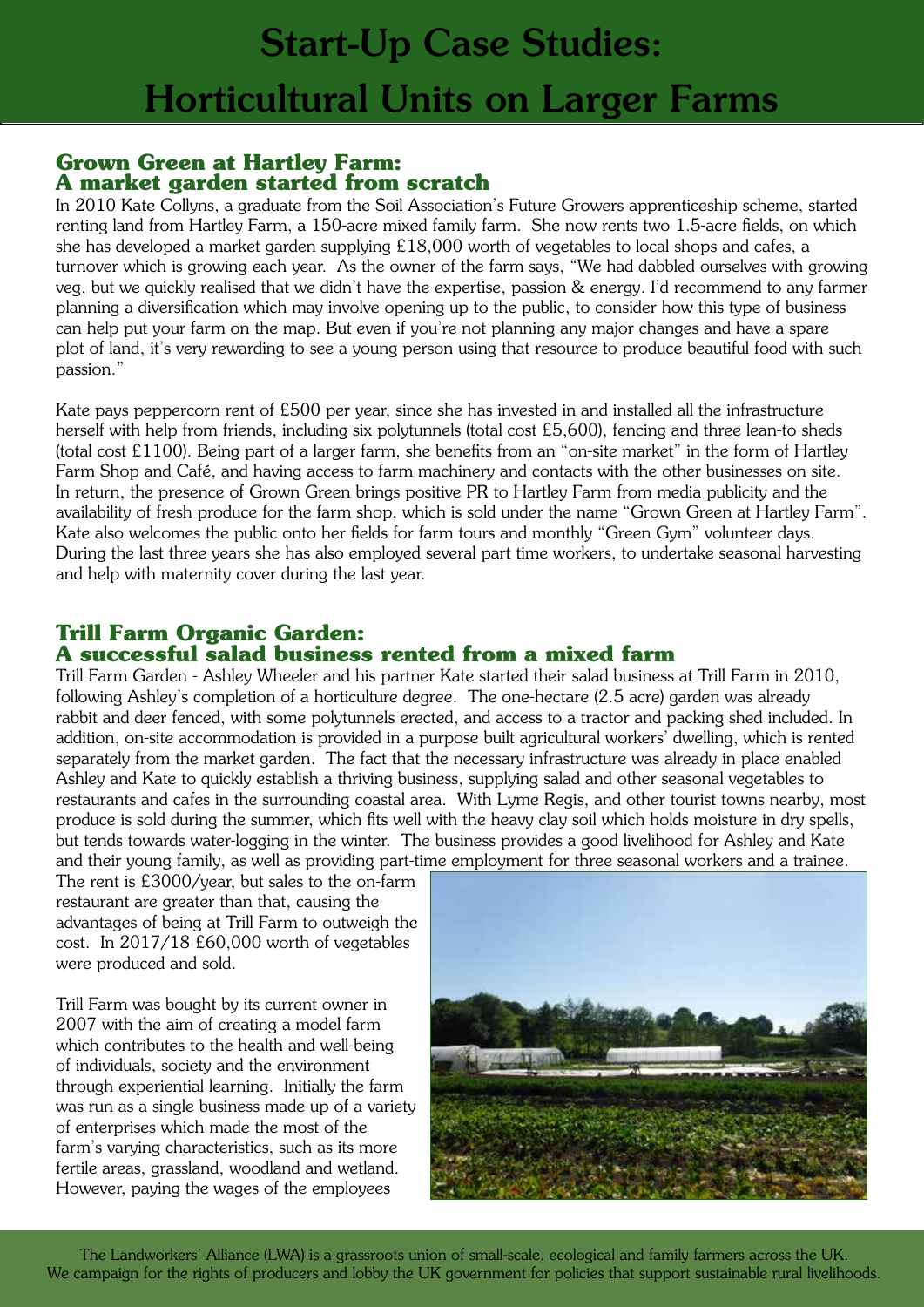# Start-Up Case Studies: Horticultural Units on Larger Farms

## Grown Green at Hartley Farm: A market garden started from scratch

In 2010 Kate Collyns, a graduate from the Soil Association's Future Growers apprenticeship scheme, started renting land from Hartley Farm, a 150-acre mixed family farm. She now rents two 1.5-acre fields, on which she has developed a market garden supplying £18,000 worth of vegetables to local shops and cafes, a turnover which is growing each year. As the owner of the farm says, "We had dabbled ourselves with growing veg, but we quickly realised that we didn't have the expertise, passion & energy. I'd recommend to any farmer planning a diversification which may involve opening up to the public, to consider how this type of business can help put your farm on the map. But even if you're not planning any major changes and have a spare plot of land, it's very rewarding to see a young person using that resource to produce beautiful food with such passion."

Kate pays peppercorn rent of £500 per year, since she has invested in and installed all the infrastructure herself with help from friends, including six polytunnels (total cost £5,600), fencing and three lean-to sheds (total cost £1100). Being part of a larger farm, she benefits from an "on-site market" in the form of Hartley Farm Shop and Café, and having access to farm machinery and contacts with the other businesses on site. In return, the presence of Grown Green brings positive PR to Hartley Farm from media publicity and the availability of fresh produce for the farm shop, which is sold under the name "Grown Green at Hartley Farm". Kate also welcomes the public onto her fields for farm tours and monthly "Green Gym" volunteer days. During the last three years she has also employed several part time workers, to undertake seasonal harvesting and help with maternity cover during the last year.

## Trill Farm Organic Garden: A successful salad business rented from a mixed farm

Trill Farm Garden - Ashley Wheeler and his partner Kate started their salad business at Trill Farm in 2010, following Ashley's completion of a horticulture degree. The one-hectare (2.5 acre) garden was already rabbit and deer fenced, with some polytunnels erected, and access to a tractor and packing shed included. In addition, on-site accommodation is provided in a purpose built agricultural workers' dwelling, which is rented separately from the market garden. The fact that the necessary infrastructure was already in place enabled Ashley and Kate to quickly establish a thriving business, supplying salad and other seasonal vegetables to restaurants and cafes in the surrounding coastal area. With Lyme Regis, and other tourist towns nearby, most produce is sold during the summer, which fits well with the heavy clay soil which holds moisture in dry spells, but tends towards water-logging in the winter. The business provides a good livelihood for Ashley and Kate and their young family, as well as providing part-time employment for three seasonal workers and a trainee. The rent is £3000/year, but sales to the on-farm restaurant are greater than that, causing the advantages of being at Trill Farm to outweigh the cost. In 2017/18 £60,000 worth of vegetables were produced and sold.

Trill Farm was bought by its current owner in 2007 with the aim of creating a model farm which contributes to the health and well-being of individuals, society and the environment through experiential learning. Initially the farm was run as a single business made up of a variety of enterprises which made the most of the farm's varying characteristics, such as its more fertile areas, grassland, woodland and wetland. However, paying the wages of the employees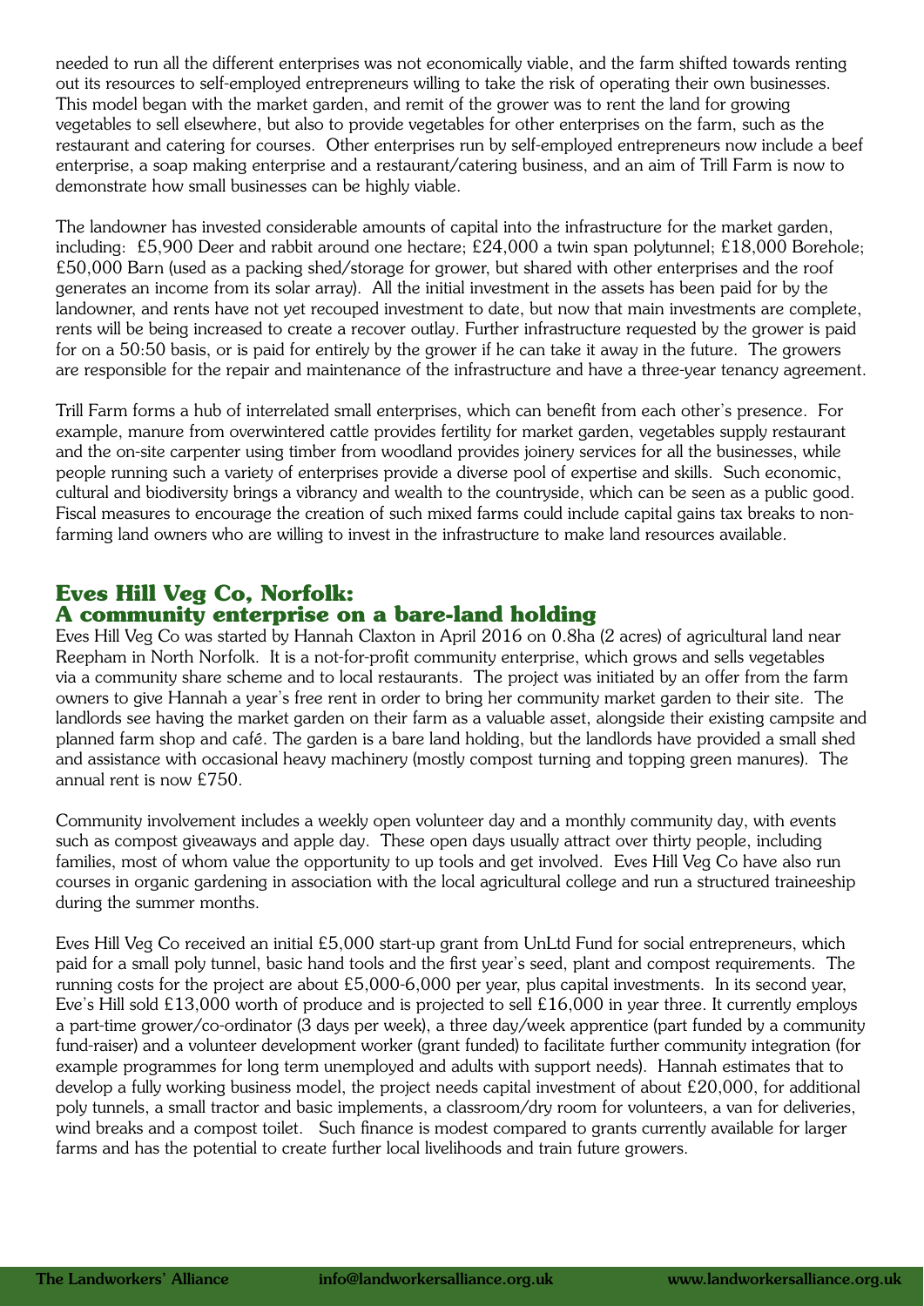needed to run all the different enterprises was not economically viable, and the farm shifted towards renting out its resources to self-employed entrepreneurs willing to take the risk of operating their own businesses. This model began with the market garden, and remit of the grower was to rent the land for growing vegetables to sell elsewhere, but also to provide vegetables for other enterprises on the farm, such as the restaurant and catering for courses. Other enterprises run by self-employed entrepreneurs now include a beef enterprise, a soap making enterprise and a restaurant/catering business, and an aim of Trill Farm is now to demonstrate how small businesses can be highly viable.

The landowner has invested considerable amounts of capital into the infrastructure for the market garden, including: £5,900 Deer and rabbit around one hectare; £24,000 a twin span polytunnel; £18,000 Borehole; £50,000 Barn (used as a packing shed/storage for grower, but shared with other enterprises and the roof generates an income from its solar array). All the initial investment in the assets has been paid for by the landowner, and rents have not yet recouped investment to date, but now that main investments are complete, rents will be being increased to create a recover outlay. Further infrastructure requested by the grower is paid for on a 50:50 basis, or is paid for entirely by the grower if he can take it away in the future. The growers are responsible for the repair and maintenance of the infrastructure and have a three-year tenancy agreement.

Trill Farm forms a hub of interrelated small enterprises, which can benefit from each other's presence. For example, manure from overwintered cattle provides fertility for market garden, vegetables supply restaurant and the on-site carpenter using timber from woodland provides joinery services for all the businesses, while people running such a variety of enterprises provide a diverse pool of expertise and skills. Such economic, cultural and biodiversity brings a vibrancy and wealth to the countryside, which can be seen as a public good. Fiscal measures to encourage the creation of such mixed farms could include capital gains tax breaks to non-farming land owners who are willing to invest in the infrastructure to make land resources available.

## Eves Hill Veg Co, Norfolk: A community enterprise on a bare-land holding

Eves Hill Veg Co was started by Hannah Claxton in April 2016 on 0.8ha (2 acres) of agricultural land near Reepham in North Norfolk. It is a not-for-profit community enterprise, which grows and sells vegetables via a community share scheme and to local restaurants. The project was initiated by an offer from the farm owners to give Hannah a year's free rent in order to bring her community market garden to their site. The landlords see having the market garden on their farm as a valuable asset, alongside their existing campsite and planned farm shop and café. The garden is a bare land holding, but the landlords have provided a small shed and assistance with occasional heavy machinery (mostly compost turning and topping green manures). The annual rent is now £750.

Community involvement includes a weekly open volunteer day and a monthly community day, with events such as compost giveaways and apple day. These open days usually attract over thirty people, including families, most of whom value the opportunity to up tools and get involved. Eves Hill Veg Co have also run courses in organic gardening in association with the local agricultural college and run a structured traineeship during the summer months.

Eves Hill Veg Co received an initial £5,000 start-up grant from UnLtd Fund for social entrepreneurs, which paid for a small poly tunnel, basic hand tools and the first year's seed, plant and compost requirements. The running costs for the project are about £5,000-6,000 per year, plus capital investments. In its second year, Eve's Hill sold £13,000 worth of produce and is projected to sell £16,000 in year three. It currently employs a part-time grower/co-ordinator (3 days per week), a three day/week apprentice (part funded by a community fund-raiser) and a volunteer development worker (grant funded) to facilitate further community integration (for example programmes for long term unemployed and adults with support needs). Hannah estimates that to develop a fully working business model, the project needs capital investment of about £20,000, for additional poly tunnels, a small tractor and basic implements, a classroom/dry room for volunteers, a van for deliveries, wind breaks and a compost toilet. Such finance is modest compared to grants currently available for larger farms and has the potential to create further local livelihoods and train future growers.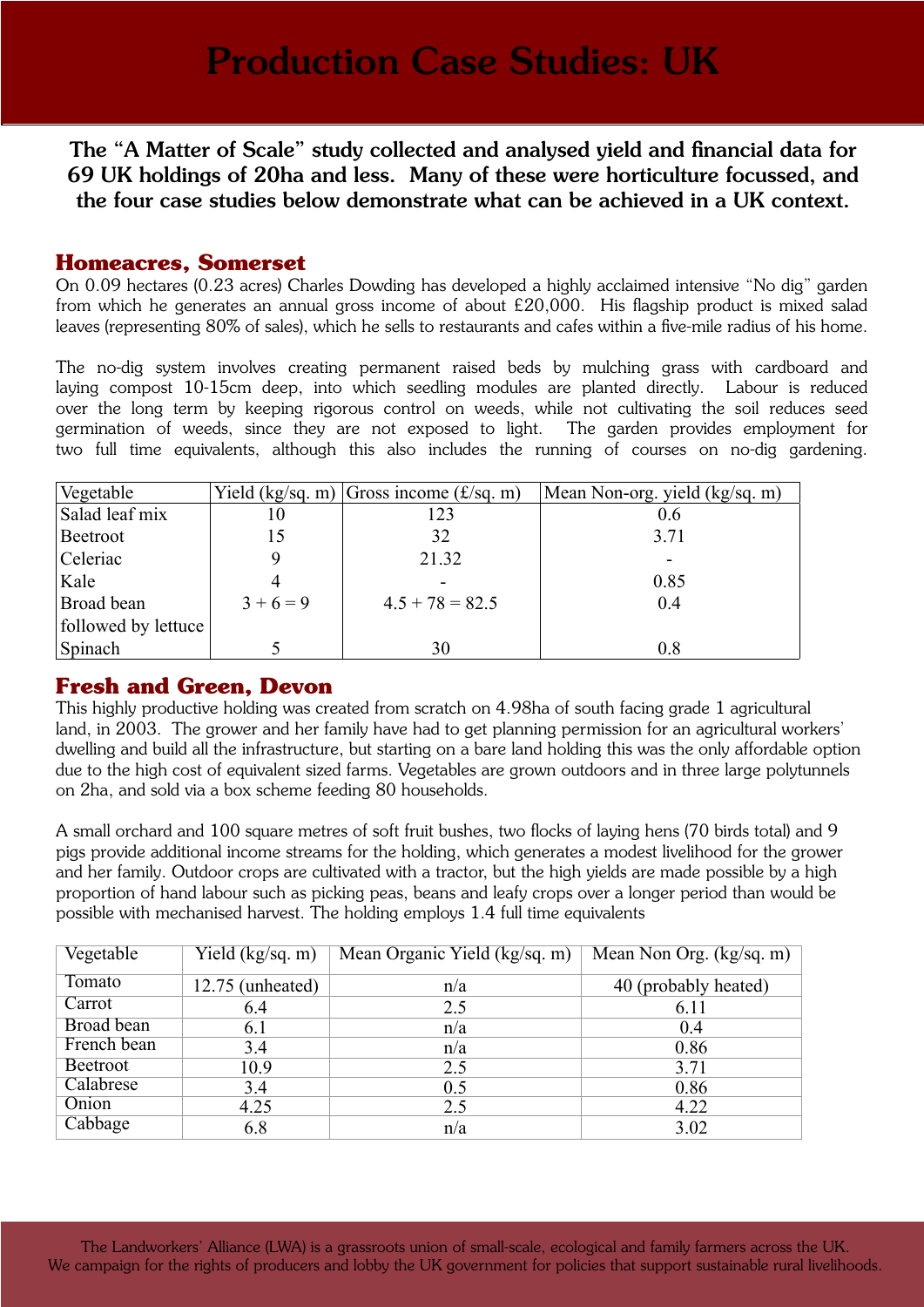# Production Case Studies: UK

**The "A Matter of Scale" study collected and analysed yield and financial data for 69 UK holdings of 20ha and less. Many of these were horticulture focussed, and the four case studies below demonstrate what can be achieved in a UK context.**

## Homeacres, Somerset

On 0.09 hectares (0.23 acres) Charles Dowding has developed a highly acclaimed intensive "No dig" garden from which he generates an annual gross income of about £20,000. His flagship product is mixed salad leaves (representing 80% of sales), which he sells to restaurants and cafes within a five-mile radius of his home.

The no-dig system involves creating permanent raised beds by mulching grass with cardboard and laying compost 10-15cm deep, into which seedling modules are planted directly. Labour is reduced over the long term by keeping rigorous control on weeds, while not cultivating the soil reduces seed germination of weeds, since they are not exposed to light. The garden provides employment for two full time equivalents, although this also includes the running of courses on no-dig gardening.

| Vegetable | Yield (kg/sq. m) | Gross income (£/sq. m) | Mean Non-org. yield (kg/sq. m) |
|---|---|---|---|
| Salad leaf mix | 10 | 123 | 0.6 |
| Beetroot | 15 | 32 | 3.71 |
| Celeriac | 9 | 21.32 | - |
| Kale | 4 | - | 0.85 |
| Broad bean followed by lettuce | 3 + 6 = 9 | 4.5 + 78 = 82.5 | 0.4 |
| Spinach | 5 | 30 | 0.8 |

## Fresh and Green, Devon

This highly productive holding was created from scratch on 4.98ha of south facing grade 1 agricultural land, in 2003. The grower and her family have had to get planning permission for an agricultural workers' dwelling and build all the infrastructure, but starting on a bare land holding this was the only affordable option due to the high cost of equivalent sized farms. Vegetables are grown outdoors and in three large polytunnels on 2ha, and sold via a box scheme feeding 80 households.

A small orchard and 100 square metres of soft fruit bushes, two flocks of laying hens (70 birds total) and 9 pigs provide additional income streams for the holding, which generates a modest livelihood for the grower and her family. Outdoor crops are cultivated with a tractor, but the high yields are made possible by a high proportion of hand labour such as picking peas, beans and leafy crops over a longer period than would be possible with mechanised harvest. The holding employs 1.4 full time equivalents

| Vegetable | Yield (kg/sq. m) | Mean Organic Yield (kg/sq. m) | Mean Non Org. (kg/sq. m) |
|---|---|---|---|
| Tomato | 12.75 (unheated) | n/a | 40 (probably heated) |
| Carrot | 6.4 | 2.5 | 6.11 |
| Broad bean | 6.1 | n/a | 0.4 |
| French bean | 3.4 | n/a | 0.86 |
| Beetroot | 10.9 | 2.5 | 3.71 |
| Calabrese | 3.4 | 0.5 | 0.86 |
| Onion | 4.25 | 2.5 | 4.22 |
| Cabbage | 6.8 | n/a | 3.02 |

The Landworkers' Alliance (LWA) is a grassroots union of small-scale, ecological and family farmers across the UK. We campaign for the rights of producers and lobby the UK government for policies that support sustainable rural livelihoods.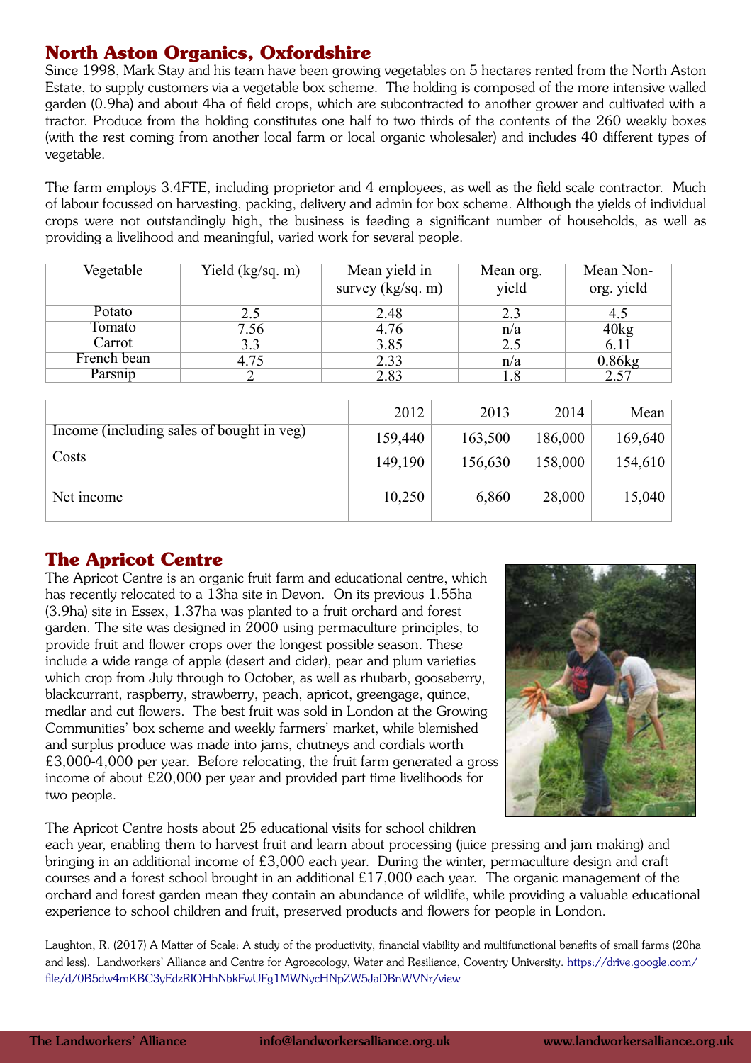## North Aston Organics, Oxfordshire

Since 1998, Mark Stay and his team have been growing vegetables on 5 hectares rented from the North Aston Estate, to supply customers via a vegetable box scheme. The holding is composed of the more intensive walled garden (0.9ha) and about 4ha of field crops, which are subcontracted to another grower and cultivated with a tractor. Produce from the holding constitutes one half to two thirds of the contents of the 260 weekly boxes (with the rest coming from another local farm or local organic wholesaler) and includes 40 different types of vegetable.

The farm employs 3.4FTE, including proprietor and 4 employees, as well as the field scale contractor. Much of labour focussed on harvesting, packing, delivery and admin for box scheme. Although the yields of individual crops were not outstandingly high, the business is feeding a significant number of households, as well as providing a livelihood and meaningful, varied work for several people.

| Vegetable | Yield (kg/sq. m) | Mean yield in survey (kg/sq. m) | Mean org. yield | Mean Non-org. yield |
|---|---|---|---|---|
| Potato | 2.5 | 2.48 | 2.3 | 4.5 |
| Tomato | 7.56 | 4.76 | n/a | 40kg |
| Carrot | 3.3 | 3.85 | 2.5 | 6.11 |
| French bean | 4.75 | 2.33 | n/a | 0.86kg |
| Parsnip | 2 | 2.83 | 1.8 | 2.57 |

| | 2012 | 2013 | 2014 | Mean |
|---|---|---|---|---|
| Income (including sales of bought in veg) | 159,440 | 163,500 | 186,000 | 169,640 |
| Costs | 149,190 | 156,630 | 158,000 | 154,610 |
| Net income | 10,250 | 6,860 | 28,000 | 15,040 |

## The Apricot Centre

The Apricot Centre is an organic fruit farm and educational centre, which has recently relocated to a 13ha site in Devon. On its previous 1.55ha (3.9ha) site in Essex, 1.37ha was planted to a fruit orchard and forest garden. The site was designed in 2000 using permaculture principles, to provide fruit and flower crops over the longest possible season. These include a wide range of apple (desert and cider), pear and plum varieties which crop from July through to October, as well as rhubarb, gooseberry, blackcurrant, raspberry, strawberry, peach, apricot, greengage, quince, medlar and cut flowers. The best fruit was sold in London at the Growing Communities' box scheme and weekly farmers' market, while blemished and surplus produce was made into jams, chutneys and cordials worth £3,000-4,000 per year. Before relocating, the fruit farm generated a gross income of about £20,000 per year and provided part time livelihoods for two people.

The Apricot Centre hosts about 25 educational visits for school children each year, enabling them to harvest fruit and learn about processing (juice pressing and jam making) and bringing in an additional income of £3,000 each year. During the winter, permaculture design and craft courses and a forest school brought in an additional £17,000 each year. The organic management of the orchard and forest garden mean they contain an abundance of wildlife, while providing a valuable educational experience to school children and fruit, preserved products and flowers for people in London.

Laughton, R. (2017) A Matter of Scale: A study of the productivity, financial viability and multifunctional benefits of small farms (20ha and less). Landworkers' Alliance and Centre for Agroecology, Water and Resilience, Coventry University. https://drive.google.com/file/d/0B5dw4mKBC3yEdzRIOHhNbkFwUFg1MWNycHNpZW5JaDBnWVNr/view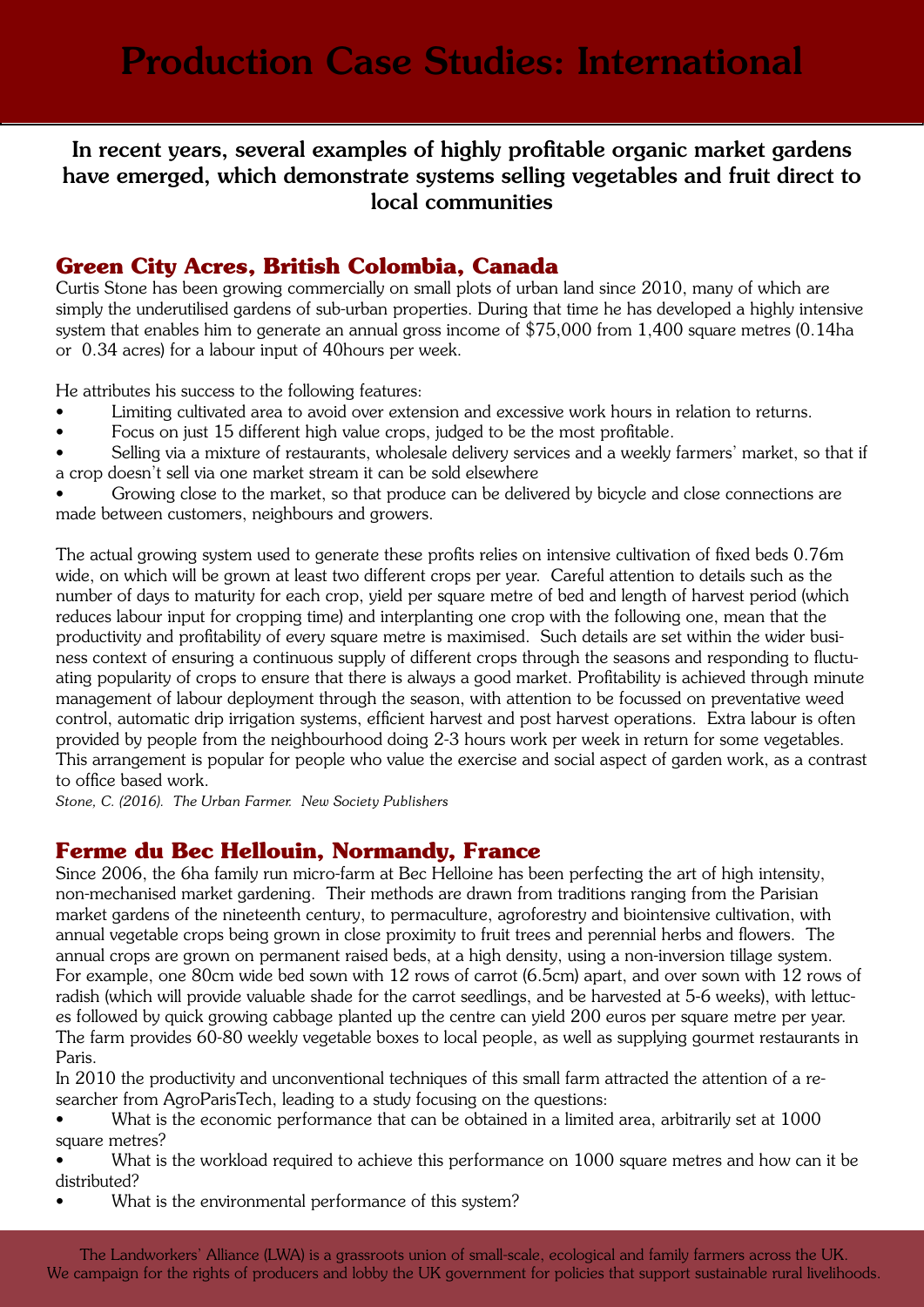# Production Case Studies: International

**In recent years, several examples of highly profitable organic market gardens have emerged, which demonstrate systems selling vegetables and fruit direct to local communities**

## Green City Acres, British Colombia, Canada

Curtis Stone has been growing commercially on small plots of urban land since 2010, many of which are simply the underutilised gardens of sub-urban properties. During that time he has developed a highly intensive system that enables him to generate an annual gross income of $75,000 from 1,400 square metres (0.14ha or 0.34 acres) for a labour input of 40hours per week.

He attributes his success to the following features:

- Limiting cultivated area to avoid over extension and excessive work hours in relation to returns.
- Focus on just 15 different high value crops, judged to be the most profitable.
- Selling via a mixture of restaurants, wholesale delivery services and a weekly farmers' market, so that if a crop doesn't sell via one market stream it can be sold elsewhere
- Growing close to the market, so that produce can be delivered by bicycle and close connections are made between customers, neighbours and growers.

The actual growing system used to generate these profits relies on intensive cultivation of fixed beds 0.76m wide, on which will be grown at least two different crops per year. Careful attention to details such as the number of days to maturity for each crop, yield per square metre of bed and length of harvest period (which reduces labour input for cropping time) and interplanting one crop with the following one, mean that the productivity and profitability of every square metre is maximised. Such details are set within the wider business context of ensuring a continuous supply of different crops through the seasons and responding to fluctuating popularity of crops to ensure that there is always a good market. Profitability is achieved through minute management of labour deployment through the season, with attention to be focussed on preventative weed control, automatic drip irrigation systems, efficient harvest and post harvest operations. Extra labour is often provided by people from the neighbourhood doing 2-3 hours work per week in return for some vegetables. This arrangement is popular for people who value the exercise and social aspect of garden work, as a contrast to office based work.

*Stone, C. (2016). The Urban Farmer. New Society Publishers*

## Ferme du Bec Hellouin, Normandy, France

Since 2006, the 6ha family run micro-farm at Bec Helloine has been perfecting the art of high intensity, non-mechanised market gardening. Their methods are drawn from traditions ranging from the Parisian market gardens of the nineteenth century, to permaculture, agroforestry and biointensive cultivation, with annual vegetable crops being grown in close proximity to fruit trees and perennial herbs and flowers. The annual crops are grown on permanent raised beds, at a high density, using a non-inversion tillage system. For example, one 80cm wide bed sown with 12 rows of carrot (6.5cm) apart, and over sown with 12 rows of radish (which will provide valuable shade for the carrot seedlings, and be harvested at 5-6 weeks), with lettuces followed by quick growing cabbage planted up the centre can yield 200 euros per square metre per year. The farm provides 60-80 weekly vegetable boxes to local people, as well as supplying gourmet restaurants in Paris.

In 2010 the productivity and unconventional techniques of this small farm attracted the attention of a researcher from AgroParisTech, leading to a study focusing on the questions:

- What is the economic performance that can be obtained in a limited area, arbitrarily set at 1000 square metres?
- What is the workload required to achieve this performance on 1000 square metres and how can it be distributed?
- What is the environmental performance of this system?

The Landworkers' Alliance (LWA) is a grassroots union of small-scale, ecological and family farmers across the UK. We campaign for the rights of producers and lobby the UK government for policies that support sustainable rural livelihoods.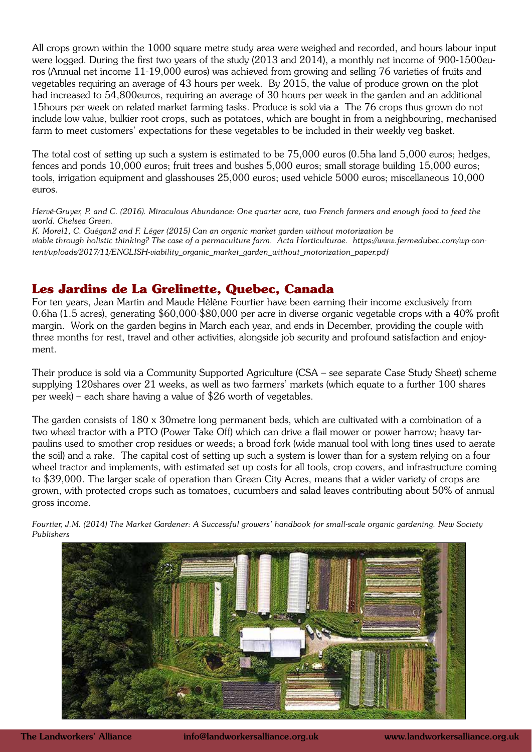All crops grown within the 1000 square metre study area were weighed and recorded, and hours labour input were logged. During the first two years of the study (2013 and 2014), a monthly net income of 900-1500euros (Annual net income 11-19,000 euros) was achieved from growing and selling 76 varieties of fruits and vegetables requiring an average of 43 hours per week. By 2015, the value of produce grown on the plot had increased to 54,800euros, requiring an average of 30 hours per week in the garden and an additional 15hours per week on related market farming tasks. Produce is sold via a The 76 crops thus grown do not include low value, bulkier root crops, such as potatoes, which are bought in from a neighbouring, mechanised farm to meet customers' expectations for these vegetables to be included in their weekly veg basket.

The total cost of setting up such a system is estimated to be 75,000 euros (0.5ha land 5,000 euros; hedges, fences and ponds 10,000 euros; fruit trees and bushes 5,000 euros; small storage building 15,000 euros; tools, irrigation equipment and glasshouses 25,000 euros; used vehicle 5000 euros; miscellaneous 10,000 euros.

*Hervé-Gruyer, P. and C. (2016). Miraculous Abundance: One quarter acre, two French farmers and enough food to feed the world. Chelsea Green.*
*K. Morel1, C. Guégan2 and F. Léger (2015) Can an organic market garden without motorization be viable through holistic thinking? The case of a permaculture farm. Acta Horticulturae. https://www.fermedubec.com/wp-content/uploads/2017/11/ENGLISH-viability_organic_market_garden_without_motorization_paper.pdf*

## Les Jardins de La Grelinette, Quebec, Canada

For ten years, Jean Martin and Maude Hélène Fourtier have been earning their income exclusively from 0.6ha (1.5 acres), generating $60,000-$80,000 per acre in diverse organic vegetable crops with a 40% profit margin. Work on the garden begins in March each year, and ends in December, providing the couple with three months for rest, travel and other activities, alongside job security and profound satisfaction and enjoyment.

Their produce is sold via a Community Supported Agriculture (CSA – see separate Case Study Sheet) scheme supplying 120shares over 21 weeks, as well as two farmers' markets (which equate to a further 100 shares per week) – each share having a value of $26 worth of vegetables.

The garden consists of 180 x 30metre long permanent beds, which are cultivated with a combination of a two wheel tractor with a PTO (Power Take Off) which can drive a flail mower or power harrow; heavy tarpaulins used to smother crop residues or weeds; a broad fork (wide manual tool with long tines used to aerate the soil) and a rake. The capital cost of setting up such a system is lower than for a system relying on a four wheel tractor and implements, with estimated set up costs for all tools, crop covers, and infrastructure coming to $39,000. The larger scale of operation than Green City Acres, means that a wider variety of crops are grown, with protected crops such as tomatoes, cucumbers and salad leaves contributing about 50% of annual gross income.

*Fourtier, J.M. (2014) The Market Gardener: A Successful growers' handbook for small-scale organic gardening. New Society Publishers*